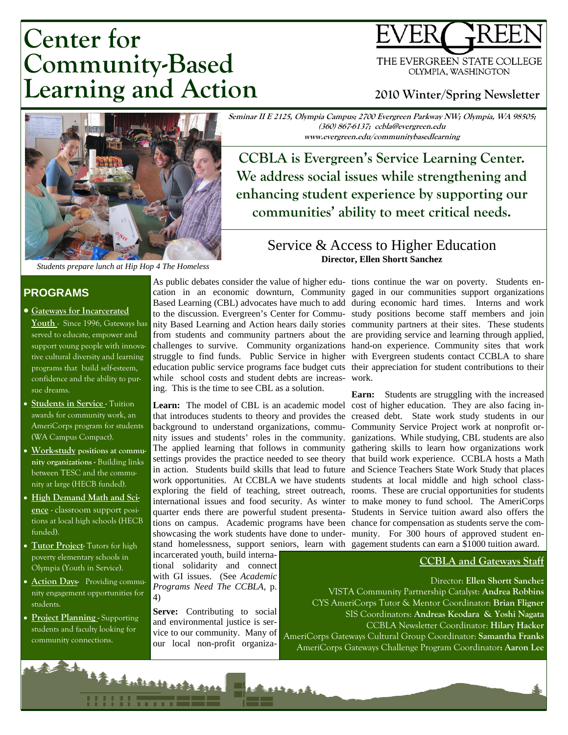# Center for Community-Based Learning and Action

EVERGREEN
THE EVERGREEN STATE COLLEGE
OLYMPIA, WASHINGTON

**2010 Winter/Spring Newsletter**

*Students prepare lunch at Hip Hop 4 The Homeless*

**Seminar II E 2125, Olympia Campus; 2700 Evergreen Parkway NW; Olympia, WA 98505; (360) 867-6137; ccbla@evergreen.edu**
**www.evergreen.edu/communitybasedlearning**

**CCBLA is Evergreen's Service Learning Center. We address social issues while strengthening and enhancing student experience by supporting our communities' ability to meet critical needs.**

## PROGRAMS

- **Gateways for Incarcerated Youth** - Since 1996, Gateways has served to educate, empower and support young people with innovative cultural diversity and learning programs that build self-esteem, confidence and the ability to pursue dreams.
- **Students in Service** - Tuition awards for community work, an AmeriCorps program for students (WA Campus Compact).
- **Work-study positions at community organizations** - Building links between TESC and the community at large (HECB funded).
- **High Demand Math and Science** - classroom support positions at local high schools (HECB funded).
- **Tutor Project**- Tutors for high poverty elementary schools in Olympia (Youth in Service).
- **Action Days**- Providing community engagement opportunities for students.
- **Project Planning** - Supporting students and faculty looking for community connections.

## Service & Access to Higher Education

**Director, Ellen Shortt Sanchez**

As public debates consider the value of higher education in an economic downturn, Community Based Learning (CBL) advocates have much to add to the discussion. Evergreen's Center for Community Based Learning and Action hears daily stories from students and community partners about the challenges to survive. Community organizations struggle to find funds. Public Service in higher education public service programs face budget cuts while school costs and student debts are increasing. This is the time to see CBL as a solution.

**Learn:** The model of CBL is an academic model that introduces students to theory and provides the background to understand organizations, community issues and students' roles in the community. The applied learning that follows in community settings provides the practice needed to see theory in action. Students build skills that lead to future work opportunities. At CCBLA we have students exploring the field of teaching, street outreach, international issues and food security. As winter quarter ends there are powerful student presentations on campus. Academic programs have been showcasing the work students have done to understand homelessness, support seniors, learn with incarcerated youth, build international solidarity and connect with GI issues. (See *Academic Programs Need The CCBLA*, p. 4)

**Serve:** Contributing to social and environmental justice is service to our community. Many of our local non-profit organizations continue the war on poverty. Students engaged in our communities support organizations during economic hard times. Interns and work study positions become staff members and join community partners at their sites. These students are providing service and learning through applied, hand-on experience. Community sites that work with Evergreen students contact CCBLA to share their appreciation for student contributions to their work.

**Earn:** Students are struggling with the increased cost of higher education. They are also facing increased debt. State work study students in our Community Service Project work at nonprofit organizations. While studying, CBL students are also gathering skills to learn how organizations work that build work experience. CCBLA hosts a Math and Science Teachers State Work Study that places students at local middle and high school classrooms. These are crucial opportunities for students to make money to fund school. The AmeriCorps Students in Service tuition award also offers the chance for compensation as students serve the community. For 300 hours of approved student engagement students can earn a $1000 tuition award.

### CCBLA and Gateways Staff

Director: **Ellen Shortt Sanchez**
VISTA Community Partnership Catalyst: **Andrea Robbins**
CYS AmeriCorps Tutor & Mentor Coordinator: **Brian Fligner**
SIS Coordinators: **Andreas Keodara & Yoshi Nagata**
CCBLA Newsletter Coordinator: **Hilary Hacker**
AmeriCorps Gateways Cultural Group Coordinator: **Samantha Franks**
AmeriCorps Gateways Challenge Program Coordinator**: Aaron Lee**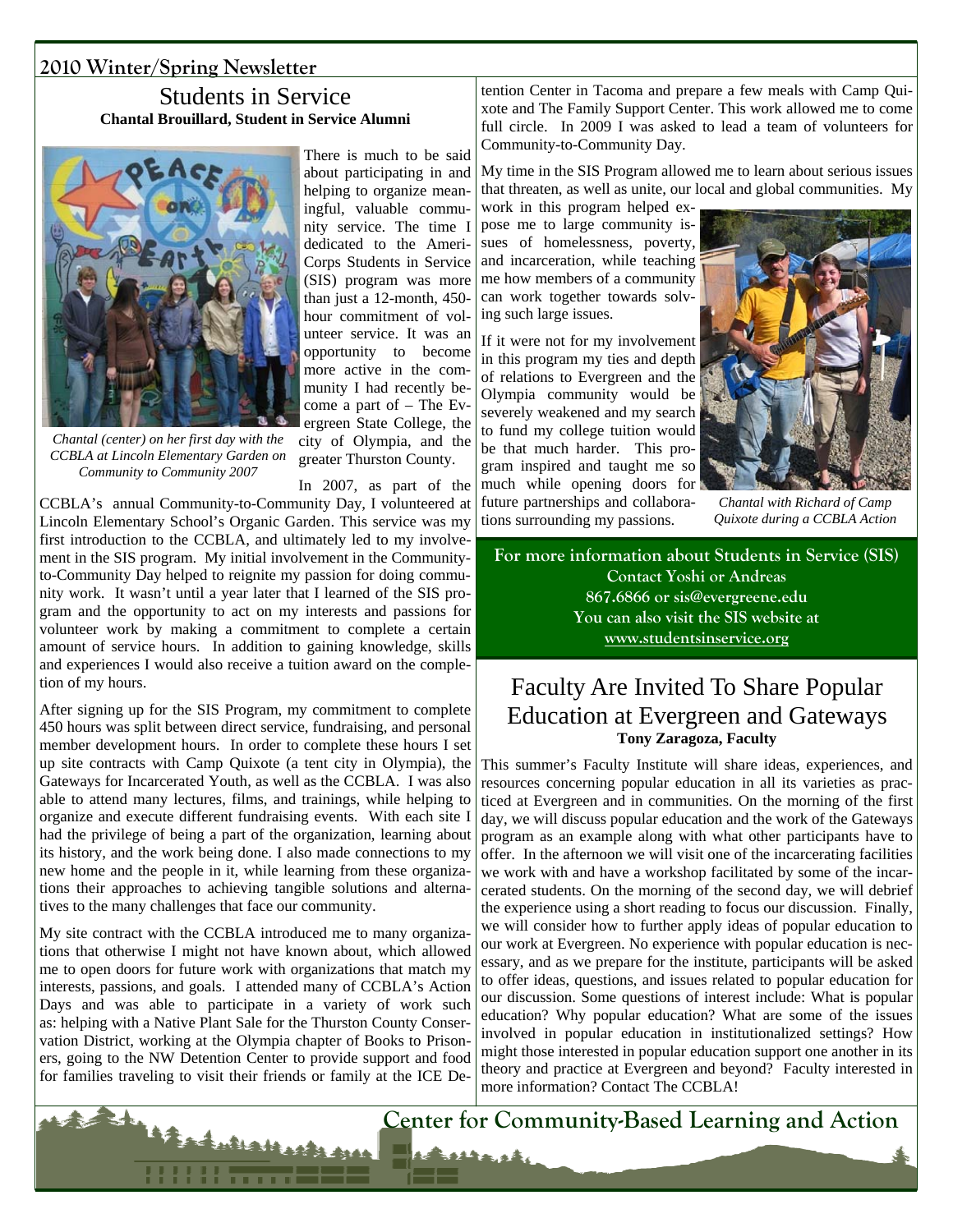2010 Winter/Spring Newsletter

# Students in Service

**Chantal Brouillard, Student in Service Alumni**

*Chantal (center) on her first day with the CCBLA at Lincoln Elementary Garden on Community to Community 2007*

There is much to be said about participating in and helping to organize meaningful, valuable community service. The time I dedicated to the AmeriCorps Students in Service (SIS) program was more than just a 12-month, 450-hour commitment of volunteer service. It was an opportunity to become more active in the community I had recently become a part of – The Evergreen State College, the city of Olympia, and the greater Thurston County.

In 2007, as part of the CCBLA's annual Community-to-Community Day, I volunteered at Lincoln Elementary School's Organic Garden. This service was my first introduction to the CCBLA, and ultimately led to my involvement in the SIS program. My initial involvement in the Community-to-Community Day helped to reignite my passion for doing community work. It wasn't until a year later that I learned of the SIS program and the opportunity to act on my interests and passions for volunteer work by making a commitment to complete a certain amount of service hours. In addition to gaining knowledge, skills and experiences I would also receive a tuition award on the completion of my hours.

After signing up for the SIS Program, my commitment to complete 450 hours was split between direct service, fundraising, and personal member development hours. In order to complete these hours I set up site contracts with Camp Quixote (a tent city in Olympia), the Gateways for Incarcerated Youth, as well as the CCBLA. I was also able to attend many lectures, films, and trainings, while helping to organize and execute different fundraising events. With each site I had the privilege of being a part of the organization, learning about its history, and the work being done. I also made connections to my new home and the people in it, while learning from these organizations their approaches to achieving tangible solutions and alternatives to the many challenges that face our community.

My site contract with the CCBLA introduced me to many organizations that otherwise I might not have known about, which allowed me to open doors for future work with organizations that match my interests, passions, and goals. I attended many of CCBLA's Action Days and was able to participate in a variety of work such as: helping with a Native Plant Sale for the Thurston County Conservation District, working at the Olympia chapter of Books to Prisoners, going to the NW Detention Center to provide support and food for families traveling to visit their friends or family at the ICE Detention Center in Tacoma and prepare a few meals with Camp Quixote and The Family Support Center. This work allowed me to come full circle. In 2009 I was asked to lead a team of volunteers for Community-to-Community Day.

My time in the SIS Program allowed me to learn about serious issues that threaten, as well as unite, our local and global communities. My work in this program helped expose me to large community issues of homelessness, poverty, and incarceration, while teaching me how members of a community can work together towards solving such large issues.

If it were not for my involvement in this program my ties and depth of relations to Evergreen and the Olympia community would be severely weakened and my search to fund my college tuition would be that much harder. This program inspired and taught me so much while opening doors for future partnerships and collaborations surrounding my passions.

*Chantal with Richard of Camp Quixote during a CCBLA Action*

**For more information about Students in Service (SIS)**
**Contact Yoshi or Andreas**
**867.6866 or sis@evergreene.edu**
**You can also visit the SIS website at**
**www.studentsinservice.org**

# Faculty Are Invited To Share Popular Education at Evergreen and Gateways

**Tony Zaragoza, Faculty**

This summer's Faculty Institute will share ideas, experiences, and resources concerning popular education in all its varieties as practiced at Evergreen and in communities. On the morning of the first day, we will discuss popular education and the work of the Gateways program as an example along with what other participants have to offer. In the afternoon we will visit one of the incarcerating facilities we work with and have a workshop facilitated by some of the incarcerated students. On the morning of the second day, we will debrief the experience using a short reading to focus our discussion. Finally, we will consider how to further apply ideas of popular education to our work at Evergreen. No experience with popular education is necessary, and as we prepare for the institute, participants will be asked to offer ideas, questions, and issues related to popular education for our discussion. Some questions of interest include: What is popular education? Why popular education? What are some of the issues involved in popular education in institutionalized settings? How might those interested in popular education support one another in its theory and practice at Evergreen and beyond? Faculty interested in more information? Contact The CCBLA!

Center for Community-Based Learning and Action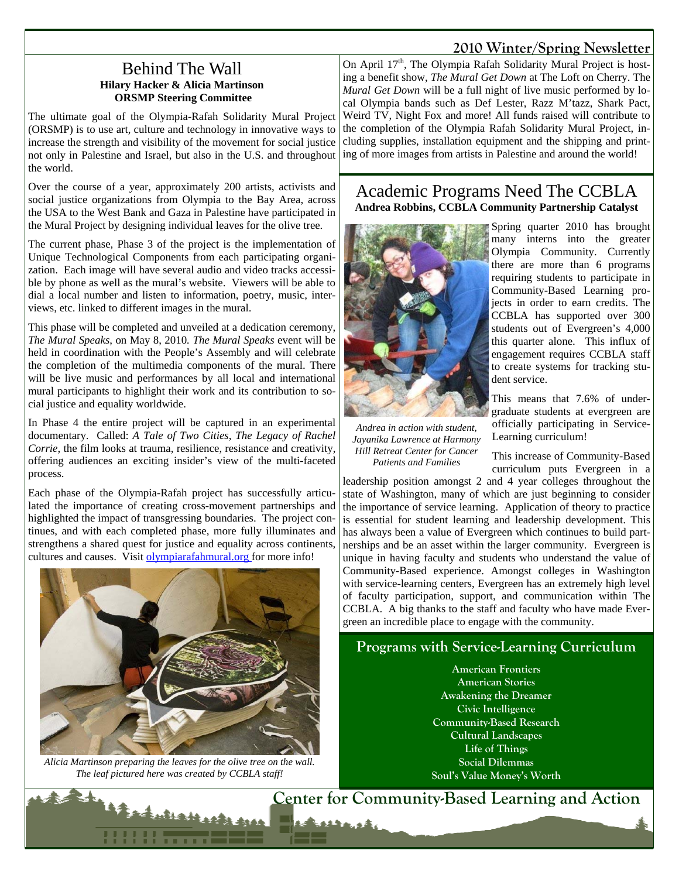# Behind The Wall

**Hilary Hacker & Alicia Martinson**
**ORSMP Steering Committee**

The ultimate goal of the Olympia-Rafah Solidarity Mural Project (ORSMP) is to use art, culture and technology in innovative ways to increase the strength and visibility of the movement for social justice not only in Palestine and Israel, but also in the U.S. and throughout the world.

Over the course of a year, approximately 200 artists, activists and social justice organizations from Olympia to the Bay Area, across the USA to the West Bank and Gaza in Palestine have participated in the Mural Project by designing individual leaves for the olive tree.

The current phase, Phase 3 of the project is the implementation of Unique Technological Components from each participating organization. Each image will have several audio and video tracks accessible by phone as well as the mural's website. Viewers will be able to dial a local number and listen to information, poetry, music, interviews, etc. linked to different images in the mural.

This phase will be completed and unveiled at a dedication ceremony, *The Mural Speaks,* on May 8, 2010. *The Mural Speaks* event will be held in coordination with the People's Assembly and will celebrate the completion of the multimedia components of the mural. There will be live music and performances by all local and international mural participants to highlight their work and its contribution to social justice and equality worldwide.

In Phase 4 the entire project will be captured in an experimental documentary. Called: *A Tale of Two Cities, The Legacy of Rachel Corrie*, the film looks at trauma, resilience, resistance and creativity, offering audiences an exciting insider's view of the multi-faceted process.

Each phase of the Olympia-Rafah project has successfully articulated the importance of creating cross-movement partnerships and highlighted the impact of transgressing boundaries. The project continues, and with each completed phase, more fully illuminates and strengthens a shared quest for justice and equality across continents, cultures and causes. Visit olympiarafahmural.org for more info!

*Alicia Martinson preparing the leaves for the olive tree on the wall. The leaf pictured here was created by CCBLA staff!*

On April 17th, The Olympia Rafah Solidarity Mural Project is hosting a benefit show, *The Mural Get Down* at The Loft on Cherry. The *Mural Get Down* will be a full night of live music performed by local Olympia bands such as Def Lester, Razz M'tazz, Shark Pact, Weird TV, Night Fox and more! All funds raised will contribute to the completion of the Olympia Rafah Solidarity Mural Project, including supplies, installation equipment and the shipping and printing of more images from artists in Palestine and around the world!

# Academic Programs Need The CCBLA

**Andrea Robbins, CCBLA Community Partnership Catalyst**

Spring quarter 2010 has brought many interns into the greater Olympia Community. Currently there are more than 6 programs requiring students to participate in Community-Based Learning projects in order to earn credits. The CCBLA has supported over 300 students out of Evergreen's 4,000 this quarter alone. This influx of engagement requires CCBLA staff to create systems for tracking student service.

This means that 7.6% of undergraduate students at evergreen are officially participating in Service-Learning curriculum!

*Andrea in action with student, Jayanika Lawrence at Harmony Hill Retreat Center for Cancer Patients and Families*

This increase of Community-Based curriculum puts Evergreen in a leadership position amongst 2 and 4 year colleges throughout the state of Washington, many of which are just beginning to consider the importance of service learning. Application of theory to practice is essential for student learning and leadership development. This has always been a value of Evergreen which continues to build partnerships and be an asset within the larger community. Evergreen is unique in having faculty and students who understand the value of Community-Based experience. Amongst colleges in Washington with service-learning centers, Evergreen has an extremely high level of faculty participation, support, and communication within The CCBLA. A big thanks to the staff and faculty who have made Evergreen an incredible place to engage with the community.

## Programs with Service-Learning Curriculum

**American Frontiers**
**American Stories**
**Awakening the Dreamer**
**Civic Intelligence**
**Community-Based Research**
**Cultural Landscapes**
**Life of Things**
**Social Dilemmas**
**Soul's Value Money's Worth**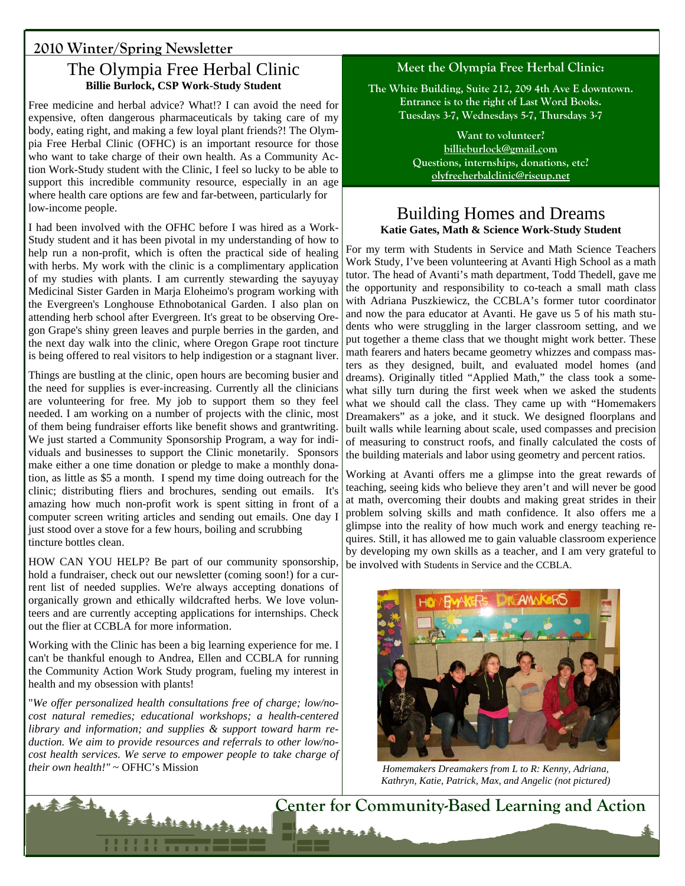## 2010 Winter/Spring Newsletter

# The Olympia Free Herbal Clinic

**Billie Burlock, CSP Work-Study Student**

Free medicine and herbal advice? What!? I can avoid the need for expensive, often dangerous pharmaceuticals by taking care of my body, eating right, and making a few loyal plant friends?! The Olympia Free Herbal Clinic (OFHC) is an important resource for those who want to take charge of their own health. As a Community Action Work-Study student with the Clinic, I feel so lucky to be able to support this incredible community resource, especially in an age where health care options are few and far-between, particularly for low-income people.

I had been involved with the OFHC before I was hired as a Work-Study student and it has been pivotal in my understanding of how to help run a non-profit, which is often the practical side of healing with herbs. My work with the clinic is a complimentary application of my studies with plants. I am currently stewarding the sayuyay Medicinal Sister Garden in Marja Eloheimo's program working with the Evergreen's Longhouse Ethnobotanical Garden. I also plan on attending herb school after Evergreen. It's great to be observing Oregon Grape's shiny green leaves and purple berries in the garden, and the next day walk into the clinic, where Oregon Grape root tincture is being offered to real visitors to help indigestion or a stagnant liver.

Things are bustling at the clinic, open hours are becoming busier and the need for supplies is ever-increasing. Currently all the clinicians are volunteering for free. My job to support them so they feel needed. I am working on a number of projects with the clinic, most of them being fundraiser efforts like benefit shows and grantwriting. We just started a Community Sponsorship Program, a way for individuals and businesses to support the Clinic monetarily. Sponsors make either a one time donation or pledge to make a monthly donation, as little as $5 a month. I spend my time doing outreach for the clinic; distributing fliers and brochures, sending out emails. It's amazing how much non-profit work is spent sitting in front of a computer screen writing articles and sending out emails. One day I just stood over a stove for a few hours, boiling and scrubbing tincture bottles clean.

HOW CAN YOU HELP? Be part of our community sponsorship, hold a fundraiser, check out our newsletter (coming soon!) for a current list of needed supplies. We're always accepting donations of organically grown and ethically wildcrafted herbs. We love volunteers and are currently accepting applications for internships. Check out the flier at CCBLA for more information.

Working with the Clinic has been a big learning experience for me. I can't be thankful enough to Andrea, Ellen and CCBLA for running the Community Action Work Study program, fueling my interest in health and my obsession with plants!

"*We offer personalized health consultations free of charge; low/no-cost natural remedies; educational workshops; a health-centered library and information; and supplies & support toward harm reduction. We aim to provide resources and referrals to other low/no-cost health services. We serve to empower people to take charge of their own health!"* ~ OFHC's Mission

---

**Meet the Olympia Free Herbal Clinic:**

**The White Building, Suite 212, 209 4th Ave E downtown.**
**Entrance is to the right of Last Word Books.**
**Tuesdays 3-7, Wednesdays 5-7, Thursdays 3-7**

**Want to volunteer?**
**billieburlock@gmail.com**
**Questions, internships, donations, etc?**
**olyfreeherbalclinic@riseup.net**

---

# Building Homes and Dreams

**Katie Gates, Math & Science Work-Study Student**

For my term with Students in Service and Math Science Teachers Work Study, I've been volunteering at Avanti High School as a math tutor. The head of Avanti's math department, Todd Thedell, gave me the opportunity and responsibility to co-teach a small math class with Adriana Puszkiewicz, the CCBLA's former tutor coordinator and now the para educator at Avanti. He gave us 5 of his math students who were struggling in the larger classroom setting, and we put together a theme class that we thought might work better. These math fearers and haters became geometry whizzes and compass masters as they designed, built, and evaluated model homes (and dreams). Originally titled "Applied Math," the class took a somewhat silly turn during the first week when we asked the students what we should call the class. They came up with "Homemakers Dreamakers" as a joke, and it stuck. We designed floorplans and built walls while learning about scale, used compasses and precision of measuring to construct roofs, and finally calculated the costs of the building materials and labor using geometry and percent ratios.

Working at Avanti offers me a glimpse into the great rewards of teaching, seeing kids who believe they aren't and will never be good at math, overcoming their doubts and making great strides in their problem solving skills and math confidence. It also offers me a glimpse into the reality of how much work and energy teaching requires. Still, it has allowed me to gain valuable classroom experience by developing my own skills as a teacher, and I am very grateful to be involved with Students in Service and the CCBLA.

*Homemakers Dreamakers from L to R: Kenny, Adriana, Kathryn, Katie, Patrick, Max, and Angelic (not pictured)*

**Center for Community-Based Learning and Action**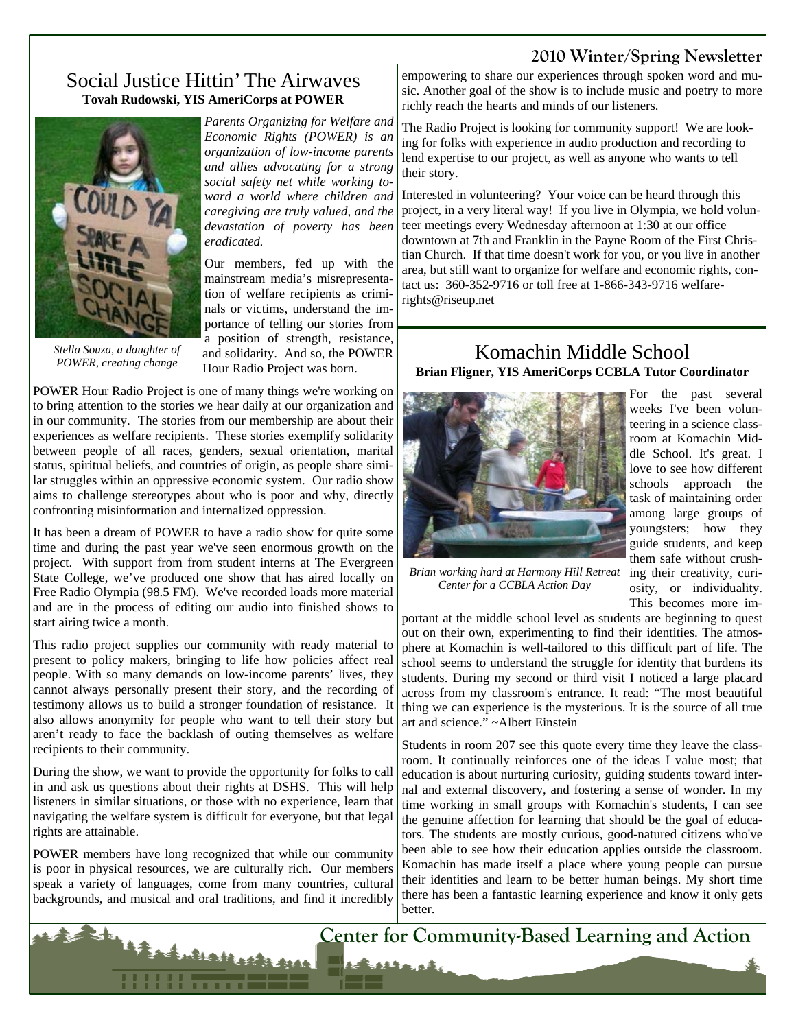## Social Justice Hittin' The Airwaves

**Tovah Rudowski, YIS AmeriCorps at POWER**

*Parents Organizing for Welfare and Economic Rights (POWER) is an organization of low-income parents and allies advocating for a strong social safety net while working toward a world where children and caregiving are truly valued, and the devastation of poverty has been eradicated.*

*Stella Souza, a daughter of POWER, creating change*

Our members, fed up with the mainstream media's misrepresentation of welfare recipients as criminals or victims, understand the importance of telling our stories from a position of strength, resistance, and solidarity. And so, the POWER Hour Radio Project was born.

POWER Hour Radio Project is one of many things we're working on to bring attention to the stories we hear daily at our organization and in our community. The stories from our membership are about their experiences as welfare recipients. These stories exemplify solidarity between people of all races, genders, sexual orientation, marital status, spiritual beliefs, and countries of origin, as people share similar struggles within an oppressive economic system. Our radio show aims to challenge stereotypes about who is poor and why, directly confronting misinformation and internalized oppression.

It has been a dream of POWER to have a radio show for quite some time and during the past year we've seen enormous growth on the project. With support from from student interns at The Evergreen State College, we've produced one show that has aired locally on Free Radio Olympia (98.5 FM). We've recorded loads more material and are in the process of editing our audio into finished shows to start airing twice a month.

This radio project supplies our community with ready material to present to policy makers, bringing to life how policies affect real people. With so many demands on low-income parents' lives, they cannot always personally present their story, and the recording of testimony allows us to build a stronger foundation of resistance. It also allows anonymity for people who want to tell their story but aren't ready to face the backlash of outing themselves as welfare recipients to their community.

During the show, we want to provide the opportunity for folks to call in and ask us questions about their rights at DSHS. This will help listeners in similar situations, or those with no experience, learn that navigating the welfare system is difficult for everyone, but that legal rights are attainable.

POWER members have long recognized that while our community is poor in physical resources, we are culturally rich. Our members speak a variety of languages, come from many countries, cultural backgrounds, and musical and oral traditions, and find it incredibly empowering to share our experiences through spoken word and music. Another goal of the show is to include music and poetry to more richly reach the hearts and minds of our listeners.

The Radio Project is looking for community support! We are looking for folks with experience in audio production and recording to lend expertise to our project, as well as anyone who wants to tell their story.

Interested in volunteering? Your voice can be heard through this project, in a very literal way! If you live in Olympia, we hold volunteer meetings every Wednesday afternoon at 1:30 at our office downtown at 7th and Franklin in the Payne Room of the First Christian Church. If that time doesn't work for you, or you live in another area, but still want to organize for welfare and economic rights, contact us: 360-352-9716 or toll free at 1-866-343-9716 welfare-rights@riseup.net

## Komachin Middle School

**Brian Fligner, YIS AmeriCorps CCBLA Tutor Coordinator**

*Brian working hard at Harmony Hill Retreat Center for a CCBLA Action Day*

For the past several weeks I've been volunteering in a science classroom at Komachin Middle School. It's great. I love to see how different schools approach the task of maintaining order among large groups of youngsters; how they guide students, and keep them safe without crushing their creativity, curiosity, or individuality. This becomes more important at the middle school level as students are beginning to quest out on their own, experimenting to find their identities. The atmosphere at Komachin is well-tailored to this difficult part of life. The school seems to understand the struggle for identity that burdens its students. During my second or third visit I noticed a large placard across from my classroom's entrance. It read: "The most beautiful thing we can experience is the mysterious. It is the source of all true art and science." ~Albert Einstein

Students in room 207 see this quote every time they leave the classroom. It continually reinforces one of the ideas I value most; that education is about nurturing curiosity, guiding students toward internal and external discovery, and fostering a sense of wonder. In my time working in small groups with Komachin's students, I can see the genuine affection for learning that should be the goal of educators. The students are mostly curious, good-natured citizens who've been able to see how their education applies outside the classroom. Komachin has made itself a place where young people can pursue their identities and learn to be better human beings. My short time there has been a fantastic learning experience and know it only gets better.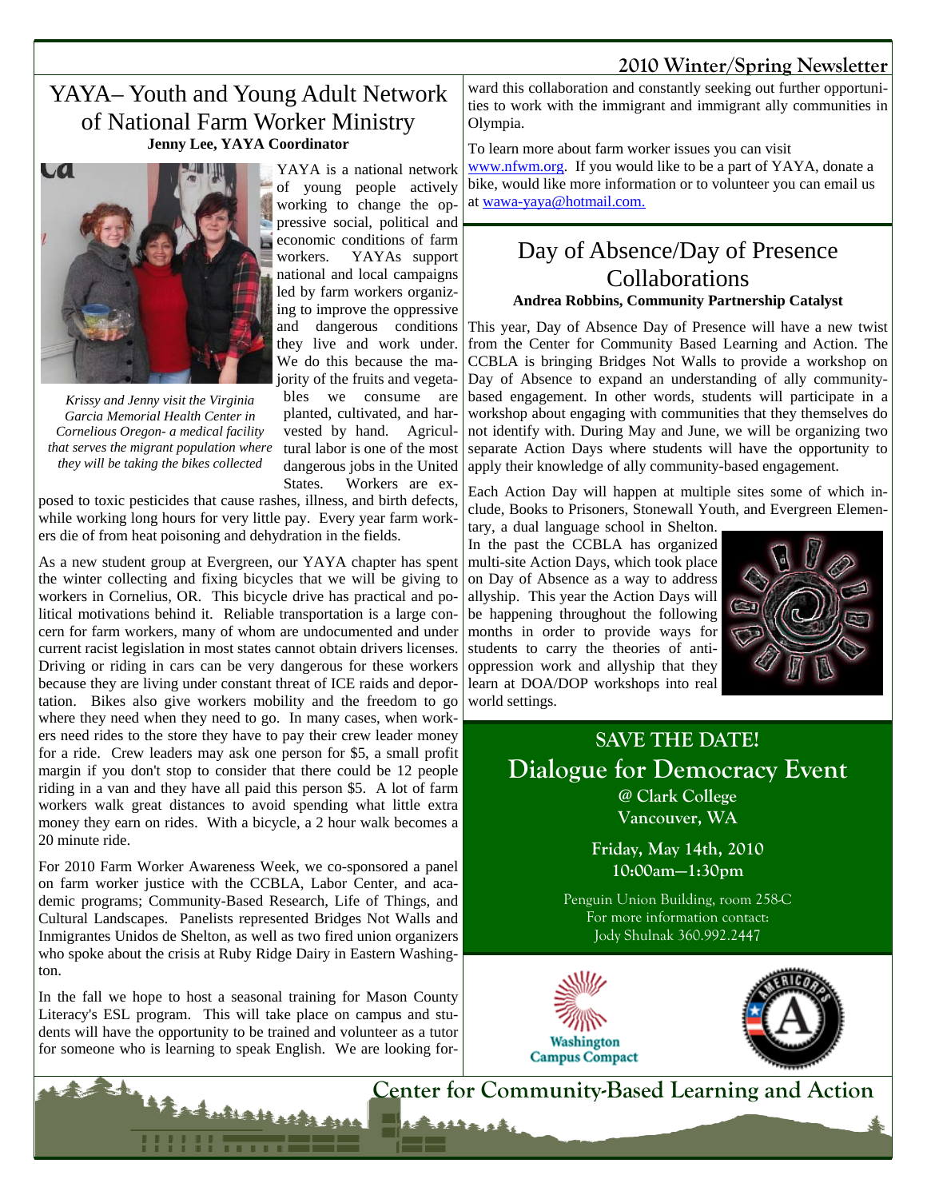# YAYA– Youth and Young Adult Network of National Farm Worker Ministry

**Jenny Lee, YAYA Coordinator**

*Krissy and Jenny visit the Virginia Garcia Memorial Health Center in Cornelious Oregon- a medical facility that serves the migrant population where they will be taking the bikes collected*

YAYA is a national network of young people actively working to change the oppressive social, political and economic conditions of farm workers. YAYAs support national and local campaigns led by farm workers organizing to improve the oppressive and dangerous conditions they live and work under. We do this because the majority of the fruits and vegetables we consume are planted, cultivated, and harvested by hand. Agricultural labor is one of the most dangerous jobs in the United States. Workers are exposed to toxic pesticides that cause rashes, illness, and birth defects, while working long hours for very little pay. Every year farm workers die of from heat poisoning and dehydration in the fields.

As a new student group at Evergreen, our YAYA chapter has spent the winter collecting and fixing bicycles that we will be giving to workers in Cornelius, OR. This bicycle drive has practical and political motivations behind it. Reliable transportation is a large concern for farm workers, many of whom are undocumented and under current racist legislation in most states cannot obtain drivers licenses. Driving or riding in cars can be very dangerous for these workers because they are living under constant threat of ICE raids and deportation. Bikes also give workers mobility and the freedom to go where they need when they need to go. In many cases, when workers need rides to the store they have to pay their crew leader money for a ride. Crew leaders may ask one person for $5, a small profit margin if you don't stop to consider that there could be 12 people riding in a van and they have all paid this person $5. A lot of farm workers walk great distances to avoid spending what little extra money they earn on rides. With a bicycle, a 2 hour walk becomes a 20 minute ride.

For 2010 Farm Worker Awareness Week, we co-sponsored a panel on farm worker justice with the CCBLA, Labor Center, and academic programs; Community-Based Research, Life of Things, and Cultural Landscapes. Panelists represented Bridges Not Walls and Inmigrantes Unidos de Shelton, as well as two fired union organizers who spoke about the crisis at Ruby Ridge Dairy in Eastern Washington.

In the fall we hope to host a seasonal training for Mason County Literacy's ESL program. This will take place on campus and students will have the opportunity to be trained and volunteer as a tutor for someone who is learning to speak English. We are looking forward this collaboration and constantly seeking out further opportunities to work with the immigrant and immigrant ally communities in Olympia.

To learn more about farm worker issues you can visit www.nfwm.org. If you would like to be a part of YAYA, donate a bike, would like more information or to volunteer you can email us at wawa-yaya@hotmail.com.

# Day of Absence/Day of Presence Collaborations

**Andrea Robbins, Community Partnership Catalyst**

This year, Day of Absence Day of Presence will have a new twist from the Center for Community Based Learning and Action. The CCBLA is bringing Bridges Not Walls to provide a workshop on Day of Absence to expand an understanding of ally community-based engagement. In other words, students will participate in a workshop about engaging with communities that they themselves do not identify with. During May and June, we will be organizing two separate Action Days where students will have the opportunity to apply their knowledge of ally community-based engagement.

Each Action Day will happen at multiple sites some of which include, Books to Prisoners, Stonewall Youth, and Evergreen Elementary, a dual language school in Shelton. In the past the CCBLA has organized multi-site Action Days, which took place on Day of Absence as a way to address allyship. This year the Action Days will be happening throughout the following months in order to provide ways for students to carry the theories of anti-oppression work and allyship that they learn at DOA/DOP workshops into real world settings.

## SAVE THE DATE!

## Dialogue for Democracy Event

**@ Clark College**
**Vancouver, WA**

**Friday, May 14th, 2010**
**10:00am—1:30pm**

Penguin Union Building, room 258-C
For more information contact:
Jody Shulnak 360.992.2447

Washington Campus Compact

Center for Community-Based Learning and Action